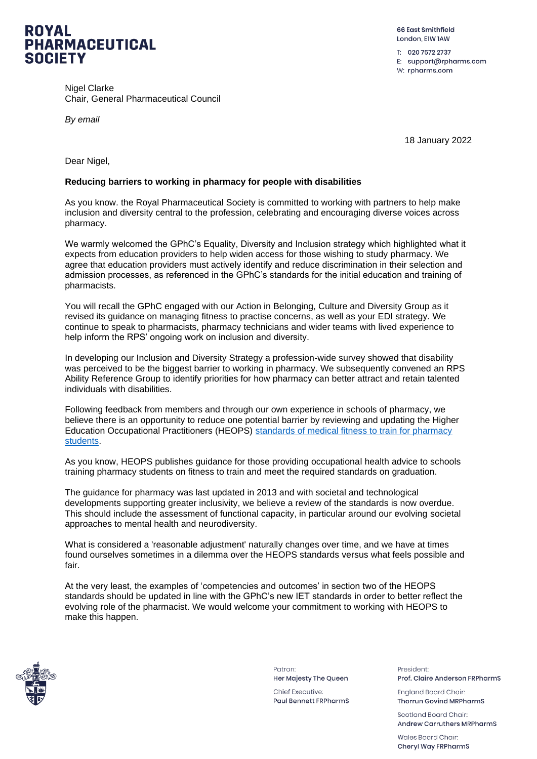**ROYAL PHARMACEUTICAL SOCIETY**

66 East Smithfield
London, E1W 1AW

T: 020 7572 2737
E: support@rpharms.com
W: rpharms.com

Nigel Clarke
Chair, General Pharmaceutical Council

*By email*

18 January 2022

Dear Nigel,

**Reducing barriers to working in pharmacy for people with disabilities**

As you know. the Royal Pharmaceutical Society is committed to working with partners to help make inclusion and diversity central to the profession, celebrating and encouraging diverse voices across pharmacy.

We warmly welcomed the GPhC's Equality, Diversity and Inclusion strategy which highlighted what it expects from education providers to help widen access for those wishing to study pharmacy. We agree that education providers must actively identify and reduce discrimination in their selection and admission processes, as referenced in the GPhC's standards for the initial education and training of pharmacists.

You will recall the GPhC engaged with our Action in Belonging, Culture and Diversity Group as it revised its guidance on managing fitness to practise concerns, as well as your EDI strategy. We continue to speak to pharmacists, pharmacy technicians and wider teams with lived experience to help inform the RPS' ongoing work on inclusion and diversity.

In developing our Inclusion and Diversity Strategy a profession-wide survey showed that disability was perceived to be the biggest barrier to working in pharmacy. We subsequently convened an RPS Ability Reference Group to identify priorities for how pharmacy can better attract and retain talented individuals with disabilities.

Following feedback from members and through our own experience in schools of pharmacy, we believe there is an opportunity to reduce one potential barrier by reviewing and updating the Higher Education Occupational Practitioners (HEOPS) standards of medical fitness to train for pharmacy students.

As you know, HEOPS publishes guidance for those providing occupational health advice to schools training pharmacy students on fitness to train and meet the required standards on graduation.

The guidance for pharmacy was last updated in 2013 and with societal and technological developments supporting greater inclusivity, we believe a review of the standards is now overdue. This should include the assessment of functional capacity, in particular around our evolving societal approaches to mental health and neurodiversity.

What is considered a 'reasonable adjustment' naturally changes over time, and we have at times found ourselves sometimes in a dilemma over the HEOPS standards versus what feels possible and fair.

At the very least, the examples of 'competencies and outcomes' in section two of the HEOPS standards should be updated in line with the GPhC's new IET standards in order to better reflect the evolving role of the pharmacist. We would welcome your commitment to working with HEOPS to make this happen.

Patron:
Her Majesty The Queen

Chief Executive:
Paul Bennett FRPharmS

President:
Prof. Claire Anderson FRPharmS

England Board Chair:
Thorrun Govind MRPharmS

Scotland Board Chair:
Andrew Carruthers MRPharmS

Wales Board Chair:
Cheryl Way FRPharmS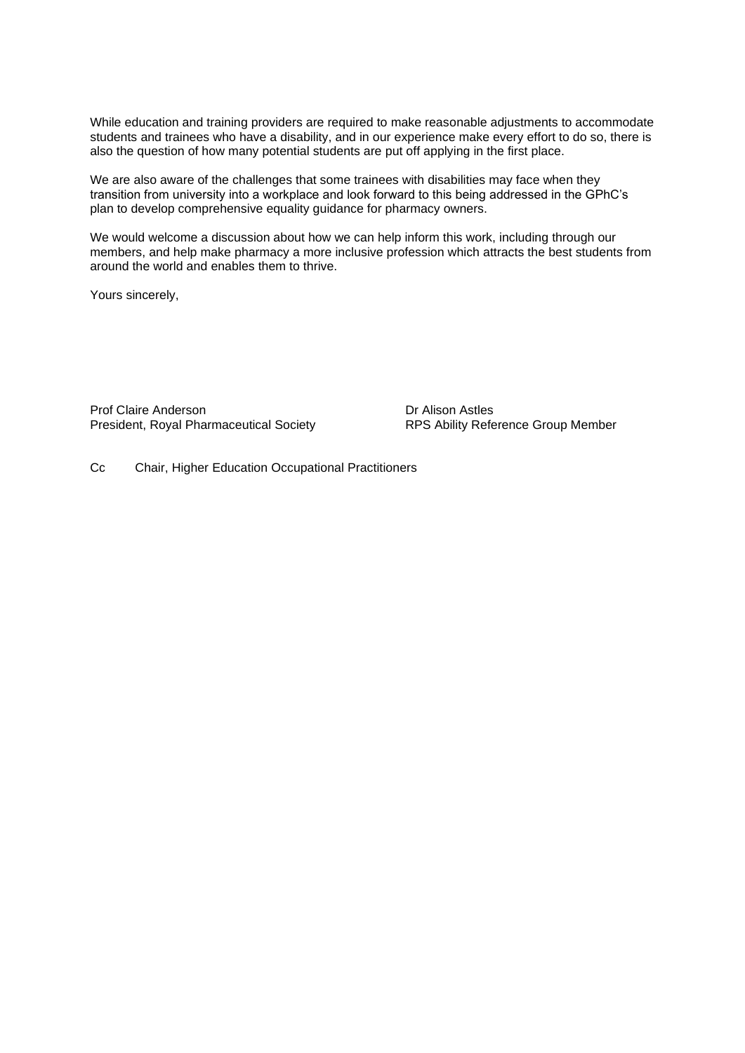While education and training providers are required to make reasonable adjustments to accommodate students and trainees who have a disability, and in our experience make every effort to do so, there is also the question of how many potential students are put off applying in the first place.

We are also aware of the challenges that some trainees with disabilities may face when they transition from university into a workplace and look forward to this being addressed in the GPhC's plan to develop comprehensive equality guidance for pharmacy owners.

We would welcome a discussion about how we can help inform this work, including through our members, and help make pharmacy a more inclusive profession which attracts the best students from around the world and enables them to thrive.

Yours sincerely,

Prof Claire Anderson
President, Royal Pharmaceutical Society

Dr Alison Astles
RPS Ability Reference Group Member

Cc Chair, Higher Education Occupational Practitioners